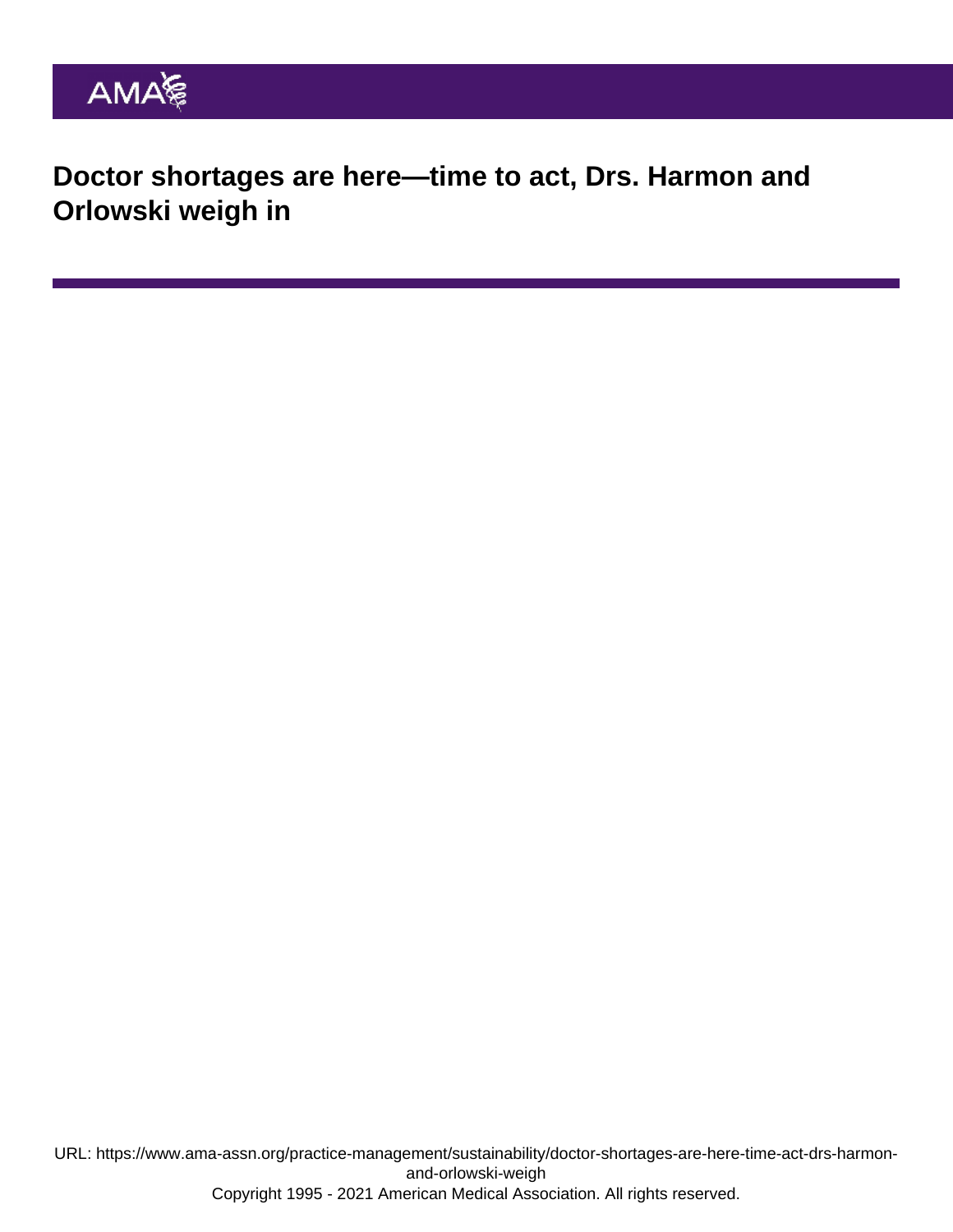# Doctor shortages are here—time to act, Drs. Harmon and Orlowski weigh in

URL: https://www.ama-assn.org/practice-management/sustainability/doctor-shortages-are-here-time-act-drs-harmon-and-orlowski-weigh

Copyright 1995 - 2021 American Medical Association. All rights reserved.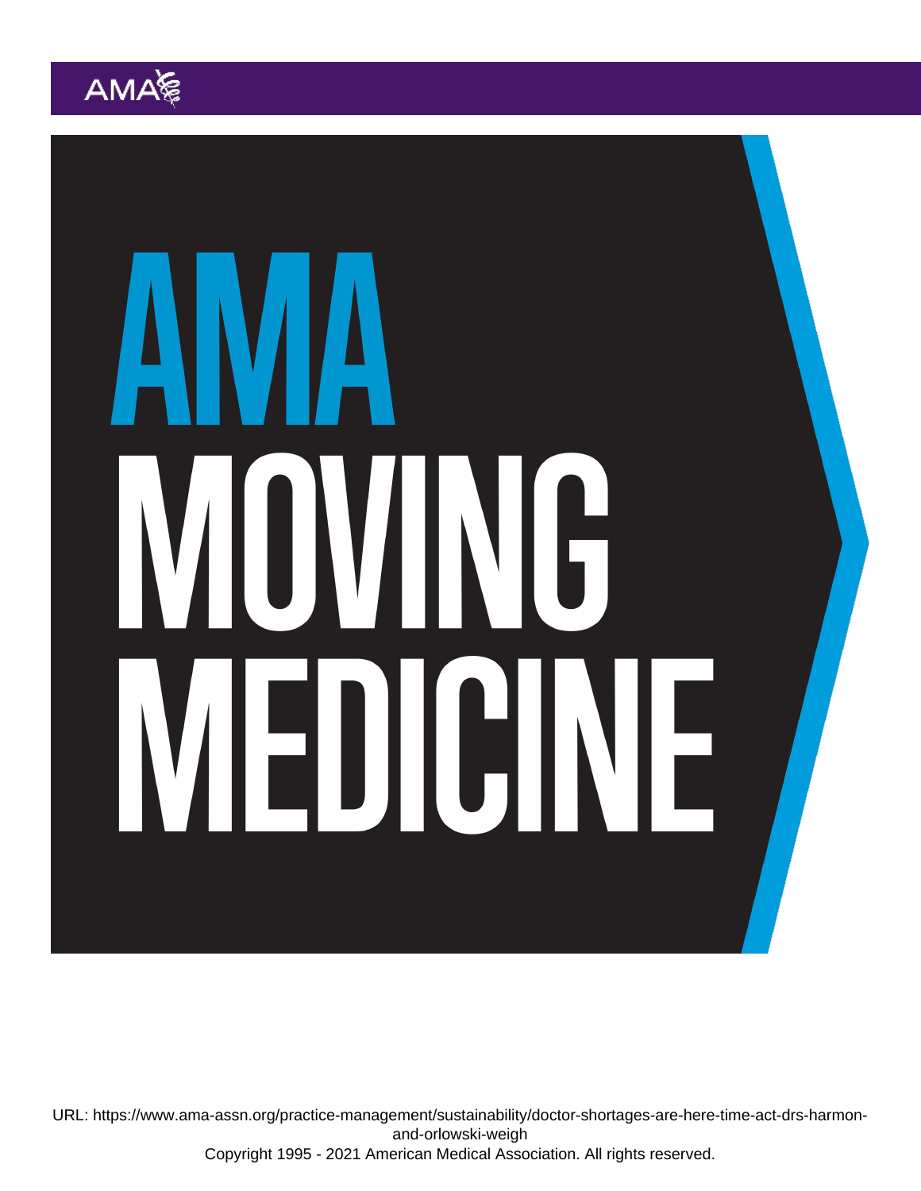# AMA MOVING MEDICINE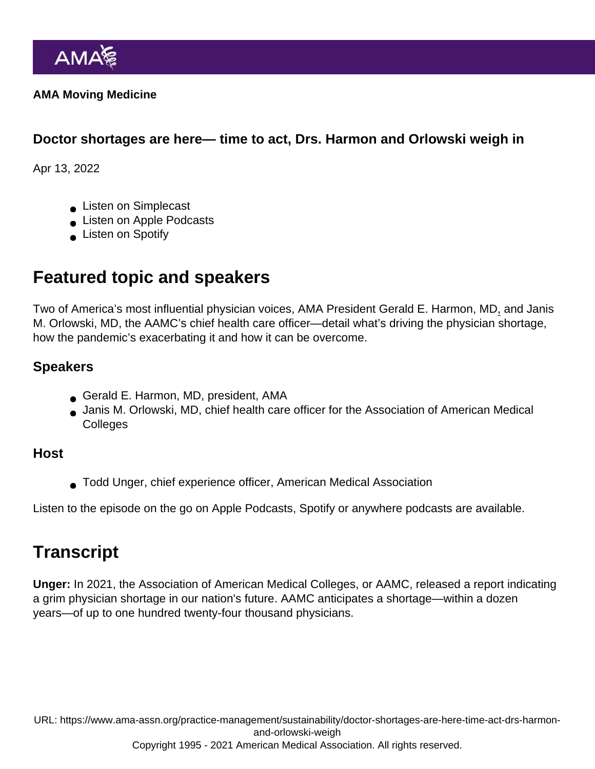AMA Moving Medicine

## Doctor shortages are here— time to act, Drs. Harmon and Orlowski weigh in

Apr 13, 2022

- Listen on Simplecast
- Listen on Apple Podcasts
- Listen on Spotify

# Featured topic and speakers

Two of America's most influential physician voices, AMA President Gerald E. Harmon, MD, and Janis M. Orlowski, MD, the AAMC's chief health care officer—detail what's driving the physician shortage, how the pandemic's exacerbating it and how it can be overcome.

## Speakers

- Gerald E. Harmon, MD, president, AMA
- Janis M. Orlowski, MD, chief health care officer for the Association of American Medical Colleges

## Host

- Todd Unger, chief experience officer, American Medical Association

Listen to the episode on the go on Apple Podcasts, Spotify or anywhere podcasts are available.

# Transcript

**Unger:** In 2021, the Association of American Medical Colleges, or AAMC, released a report indicating a grim physician shortage in our nation's future. AAMC anticipates a shortage—within a dozen years—of up to one hundred twenty-four thousand physicians.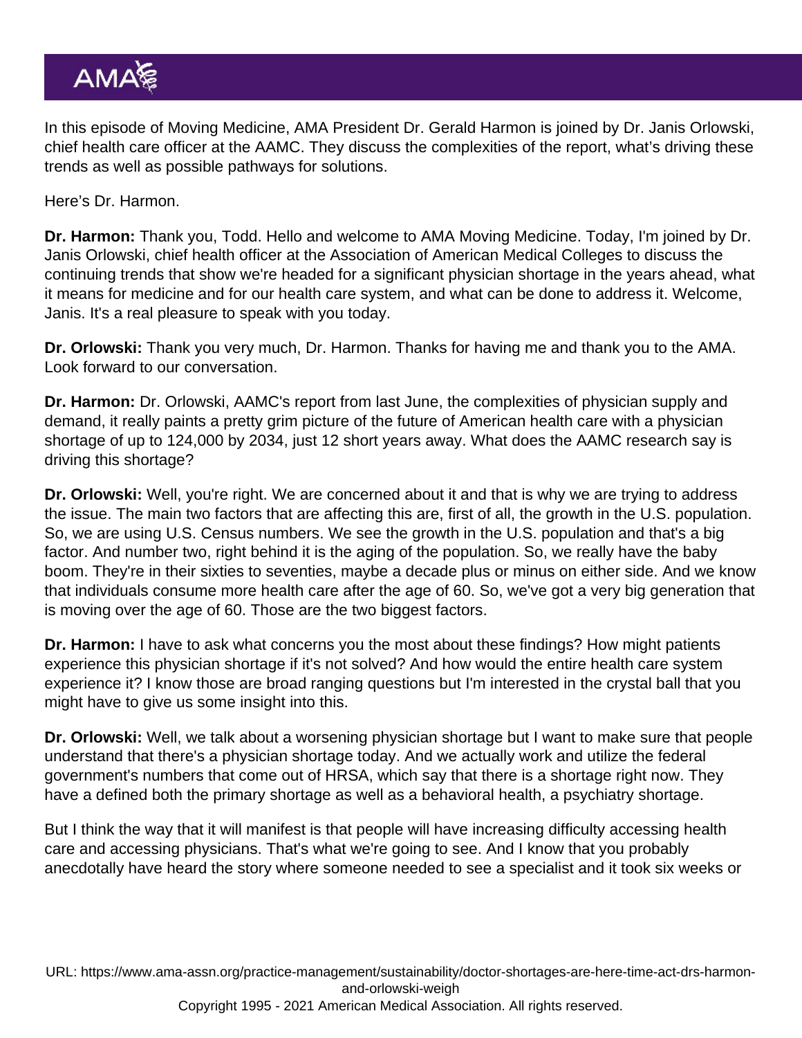In this episode of Moving Medicine, AMA President Dr. Gerald Harmon is joined by Dr. Janis Orlowski, chief health care officer at the AAMC. They discuss the complexities of the report, what's driving these trends as well as possible pathways for solutions.

Here's Dr. Harmon.

**Dr. Harmon:** Thank you, Todd. Hello and welcome to AMA Moving Medicine. Today, I'm joined by Dr. Janis Orlowski, chief health officer at the Association of American Medical Colleges to discuss the continuing trends that show we're headed for a significant physician shortage in the years ahead, what it means for medicine and for our health care system, and what can be done to address it. Welcome, Janis. It's a real pleasure to speak with you today.

**Dr. Orlowski:** Thank you very much, Dr. Harmon. Thanks for having me and thank you to the AMA. Look forward to our conversation.

**Dr. Harmon:** Dr. Orlowski, AAMC's report from last June, the complexities of physician supply and demand, it really paints a pretty grim picture of the future of American health care with a physician shortage of up to 124,000 by 2034, just 12 short years away. What does the AAMC research say is driving this shortage?

**Dr. Orlowski:** Well, you're right. We are concerned about it and that is why we are trying to address the issue. The main two factors that are affecting this are, first of all, the growth in the U.S. population. So, we are using U.S. Census numbers. We see the growth in the U.S. population and that's a big factor. And number two, right behind it is the aging of the population. So, we really have the baby boom. They're in their sixties to seventies, maybe a decade plus or minus on either side. And we know that individuals consume more health care after the age of 60. So, we've got a very big generation that is moving over the age of 60. Those are the two biggest factors.

**Dr. Harmon:** I have to ask what concerns you the most about these findings? How might patients experience this physician shortage if it's not solved? And how would the entire health care system experience it? I know those are broad ranging questions but I'm interested in the crystal ball that you might have to give us some insight into this.

**Dr. Orlowski:** Well, we talk about a worsening physician shortage but I want to make sure that people understand that there's a physician shortage today. And we actually work and utilize the federal government's numbers that come out of HRSA, which say that there is a shortage right now. They have a defined both the primary shortage as well as a behavioral health, a psychiatry shortage.

But I think the way that it will manifest is that people will have increasing difficulty accessing health care and accessing physicians. That's what we're going to see. And I know that you probably anecdotally have heard the story where someone needed to see a specialist and it took six weeks or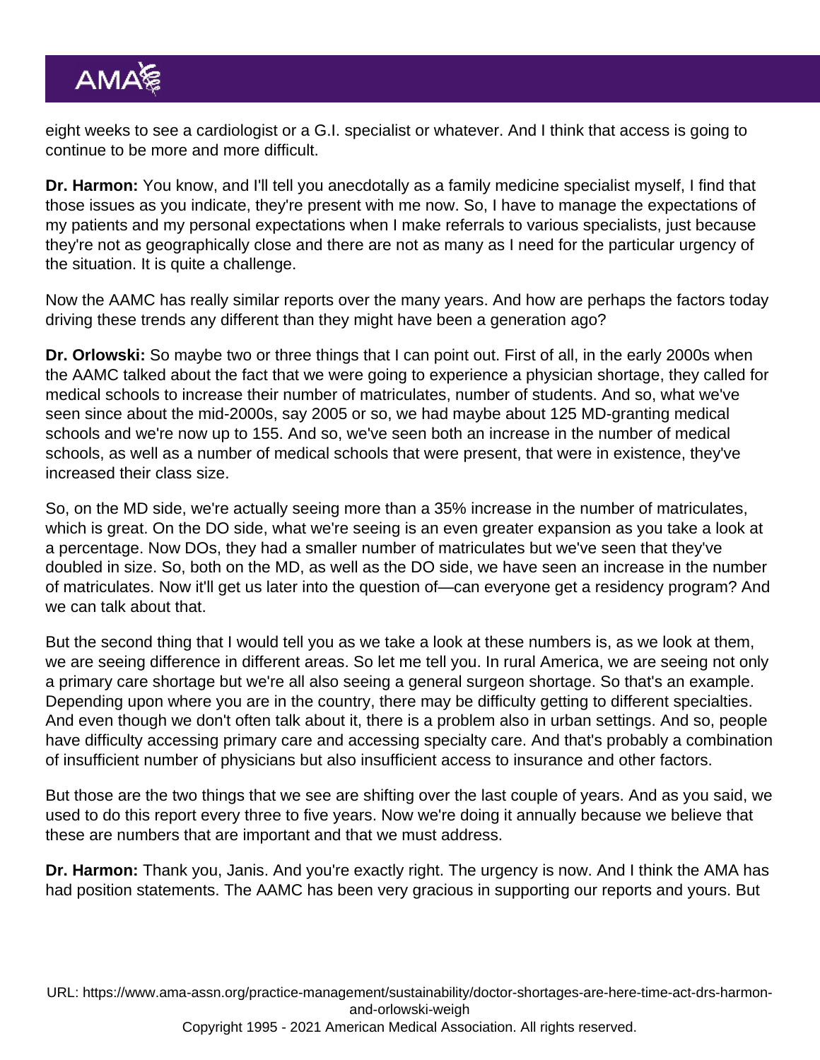eight weeks to see a cardiologist or a G.I. specialist or whatever. And I think that access is going to continue to be more and more difficult.

**Dr. Harmon:** You know, and I'll tell you anecdotally as a family medicine specialist myself, I find that those issues as you indicate, they're present with me now. So, I have to manage the expectations of my patients and my personal expectations when I make referrals to various specialists, just because they're not as geographically close and there are not as many as I need for the particular urgency of the situation. It is quite a challenge.

Now the AAMC has really similar reports over the many years. And how are perhaps the factors today driving these trends any different than they might have been a generation ago?

**Dr. Orlowski:** So maybe two or three things that I can point out. First of all, in the early 2000s when the AAMC talked about the fact that we were going to experience a physician shortage, they called for medical schools to increase their number of matriculates, number of students. And so, what we've seen since about the mid-2000s, say 2005 or so, we had maybe about 125 MD-granting medical schools and we're now up to 155. And so, we've seen both an increase in the number of medical schools, as well as a number of medical schools that were present, that were in existence, they've increased their class size.

So, on the MD side, we're actually seeing more than a 35% increase in the number of matriculates, which is great. On the DO side, what we're seeing is an even greater expansion as you take a look at a percentage. Now DOs, they had a smaller number of matriculates but we've seen that they've doubled in size. So, both on the MD, as well as the DO side, we have seen an increase in the number of matriculates. Now it'll get us later into the question of—can everyone get a residency program? And we can talk about that.

But the second thing that I would tell you as we take a look at these numbers is, as we look at them, we are seeing difference in different areas. So let me tell you. In rural America, we are seeing not only a primary care shortage but we're all also seeing a general surgeon shortage. So that's an example. Depending upon where you are in the country, there may be difficulty getting to different specialties. And even though we don't often talk about it, there is a problem also in urban settings. And so, people have difficulty accessing primary care and accessing specialty care. And that's probably a combination of insufficient number of physicians but also insufficient access to insurance and other factors.

But those are the two things that we see are shifting over the last couple of years. And as you said, we used to do this report every three to five years. Now we're doing it annually because we believe that these are numbers that are important and that we must address.

**Dr. Harmon:** Thank you, Janis. And you're exactly right. The urgency is now. And I think the AMA has had position statements. The AAMC has been very gracious in supporting our reports and yours. But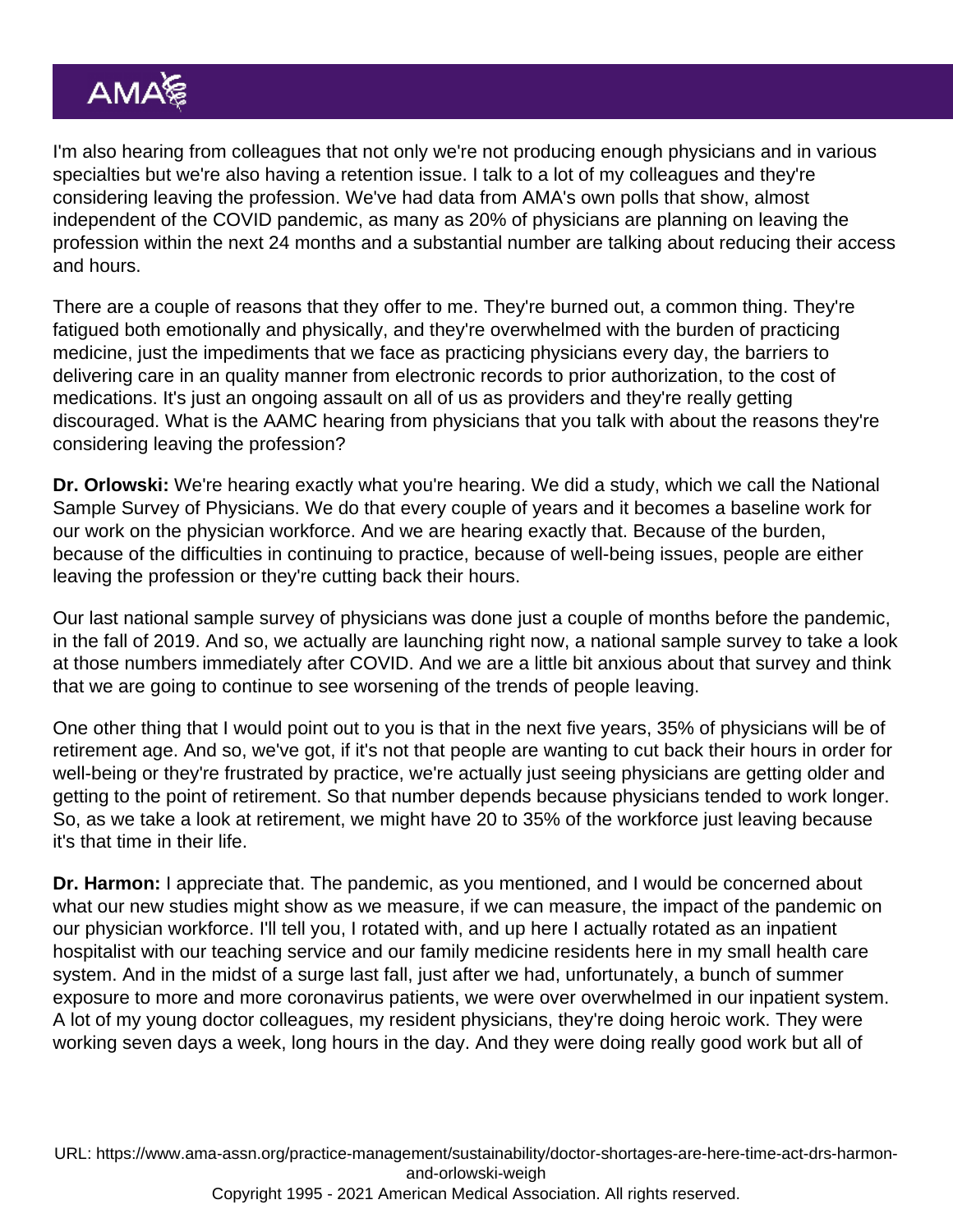I'm also hearing from colleagues that not only we're not producing enough physicians and in various specialties but we're also having a retention issue. I talk to a lot of my colleagues and they're considering leaving the profession. We've had data from AMA's own polls that show, almost independent of the COVID pandemic, as many as 20% of physicians are planning on leaving the profession within the next 24 months and a substantial number are talking about reducing their access and hours.

There are a couple of reasons that they offer to me. They're burned out, a common thing. They're fatigued both emotionally and physically, and they're overwhelmed with the burden of practicing medicine, just the impediments that we face as practicing physicians every day, the barriers to delivering care in an quality manner from electronic records to prior authorization, to the cost of medications. It's just an ongoing assault on all of us as providers and they're really getting discouraged. What is the AAMC hearing from physicians that you talk with about the reasons they're considering leaving the profession?

**Dr. Orlowski:** We're hearing exactly what you're hearing. We did a study, which we call the National Sample Survey of Physicians. We do that every couple of years and it becomes a baseline work for our work on the physician workforce. And we are hearing exactly that. Because of the burden, because of the difficulties in continuing to practice, because of well-being issues, people are either leaving the profession or they're cutting back their hours.

Our last national sample survey of physicians was done just a couple of months before the pandemic, in the fall of 2019. And so, we actually are launching right now, a national sample survey to take a look at those numbers immediately after COVID. And we are a little bit anxious about that survey and think that we are going to continue to see worsening of the trends of people leaving.

One other thing that I would point out to you is that in the next five years, 35% of physicians will be of retirement age. And so, we've got, if it's not that people are wanting to cut back their hours in order for well-being or they're frustrated by practice, we're actually just seeing physicians are getting older and getting to the point of retirement. So that number depends because physicians tended to work longer. So, as we take a look at retirement, we might have 20 to 35% of the workforce just leaving because it's that time in their life.

**Dr. Harmon:** I appreciate that. The pandemic, as you mentioned, and I would be concerned about what our new studies might show as we measure, if we can measure, the impact of the pandemic on our physician workforce. I'll tell you, I rotated with, and up here I actually rotated as an inpatient hospitalist with our teaching service and our family medicine residents here in my small health care system. And in the midst of a surge last fall, just after we had, unfortunately, a bunch of summer exposure to more and more coronavirus patients, we were over overwhelmed in our inpatient system. A lot of my young doctor colleagues, my resident physicians, they're doing heroic work. They were working seven days a week, long hours in the day. And they were doing really good work but all of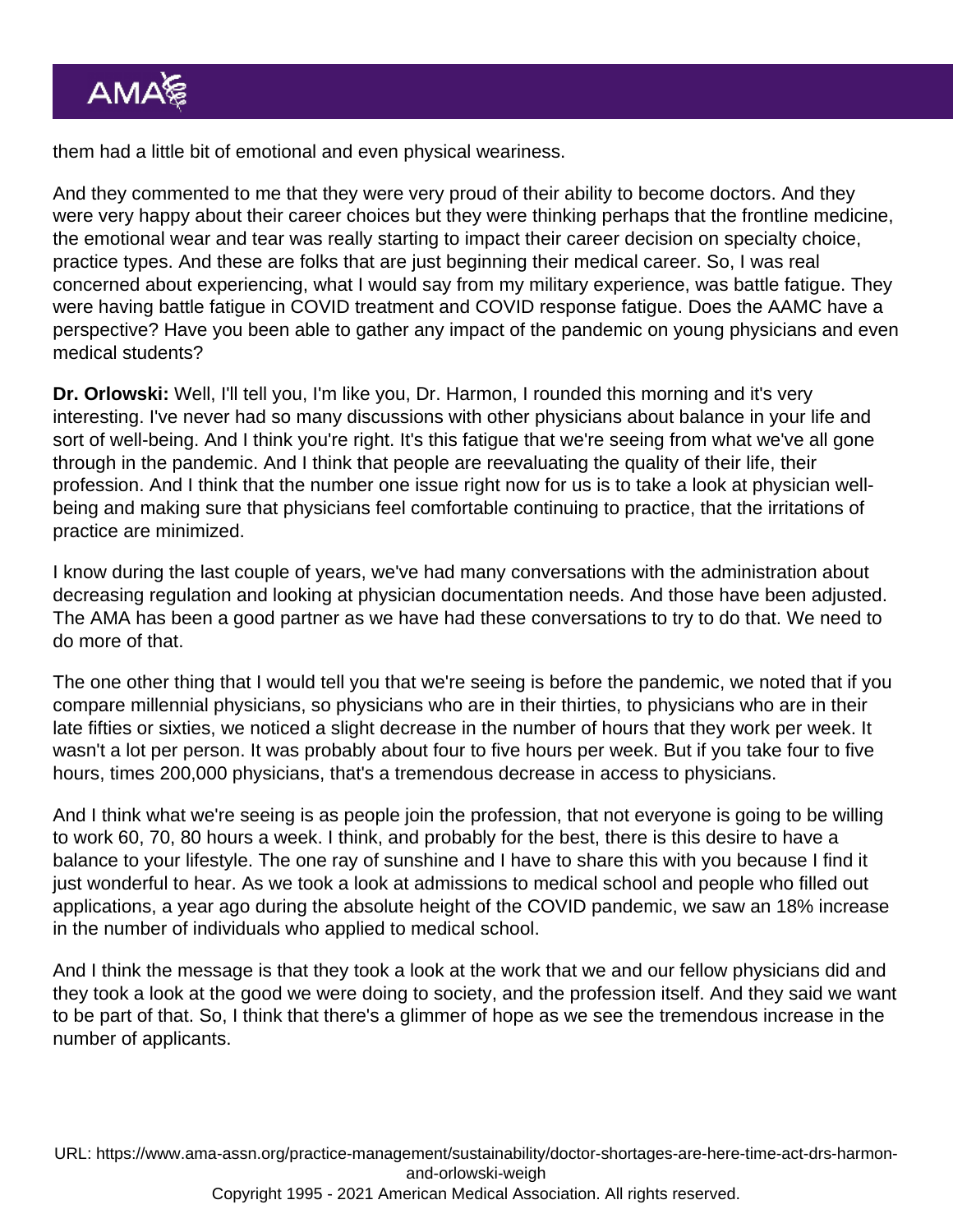them had a little bit of emotional and even physical weariness.

And they commented to me that they were very proud of their ability to become doctors. And they were very happy about their career choices but they were thinking perhaps that the frontline medicine, the emotional wear and tear was really starting to impact their career decision on specialty choice, practice types. And these are folks that are just beginning their medical career. So, I was real concerned about experiencing, what I would say from my military experience, was battle fatigue. They were having battle fatigue in COVID treatment and COVID response fatigue. Does the AAMC have a perspective? Have you been able to gather any impact of the pandemic on young physicians and even medical students?

**Dr. Orlowski:** Well, I'll tell you, I'm like you, Dr. Harmon, I rounded this morning and it's very interesting. I've never had so many discussions with other physicians about balance in your life and sort of well-being. And I think you're right. It's this fatigue that we're seeing from what we've all gone through in the pandemic. And I think that people are reevaluating the quality of their life, their profession. And I think that the number one issue right now for us is to take a look at physician well-being and making sure that physicians feel comfortable continuing to practice, that the irritations of practice are minimized.

I know during the last couple of years, we've had many conversations with the administration about decreasing regulation and looking at physician documentation needs. And those have been adjusted. The AMA has been a good partner as we have had these conversations to try to do that. We need to do more of that.

The one other thing that I would tell you that we're seeing is before the pandemic, we noted that if you compare millennial physicians, so physicians who are in their thirties, to physicians who are in their late fifties or sixties, we noticed a slight decrease in the number of hours that they work per week. It wasn't a lot per person. It was probably about four to five hours per week. But if you take four to five hours, times 200,000 physicians, that's a tremendous decrease in access to physicians.

And I think what we're seeing is as people join the profession, that not everyone is going to be willing to work 60, 70, 80 hours a week. I think, and probably for the best, there is this desire to have a balance to your lifestyle. The one ray of sunshine and I have to share this with you because I find it just wonderful to hear. As we took a look at admissions to medical school and people who filled out applications, a year ago during the absolute height of the COVID pandemic, we saw an 18% increase in the number of individuals who applied to medical school.

And I think the message is that they took a look at the work that we and our fellow physicians did and they took a look at the good we were doing to society, and the profession itself. And they said we want to be part of that. So, I think that there's a glimmer of hope as we see the tremendous increase in the number of applicants.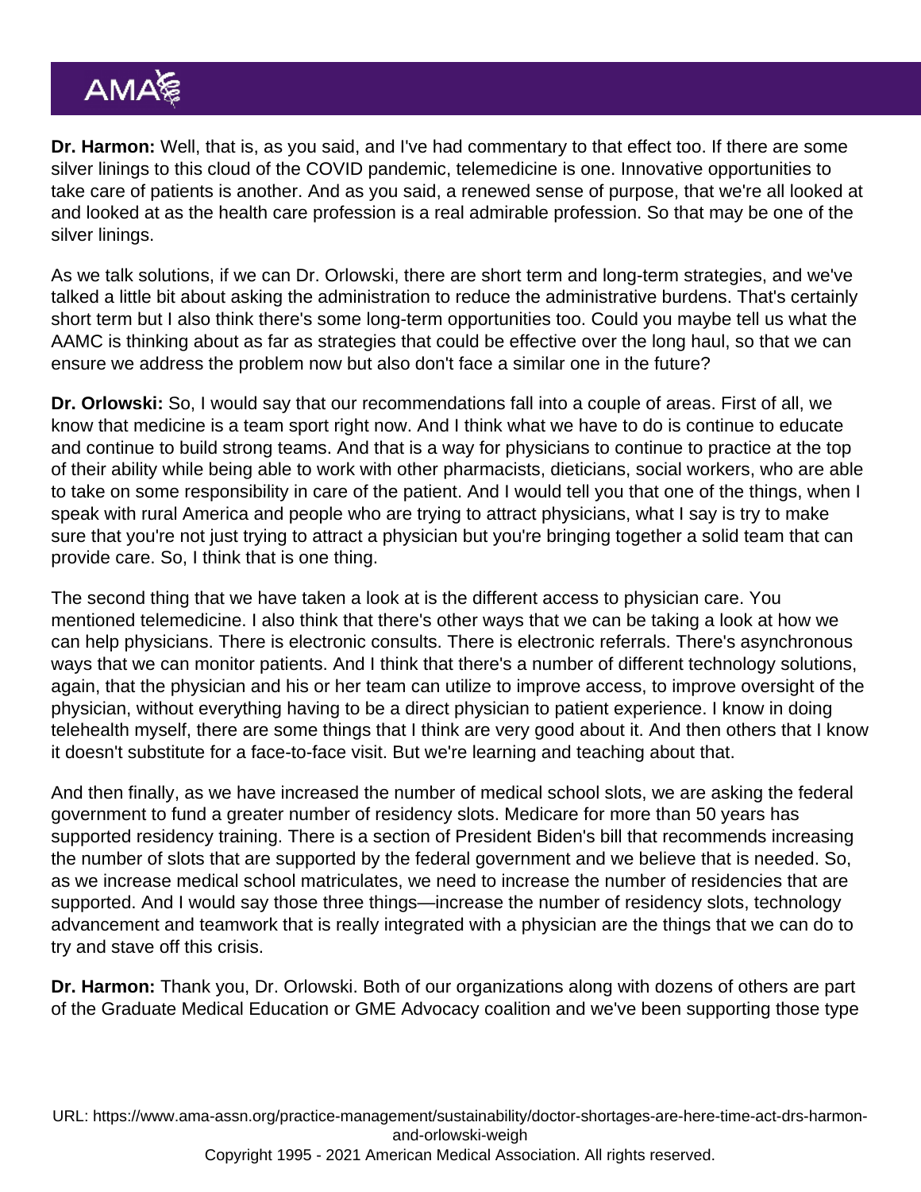**Dr. Harmon:** Well, that is, as you said, and I've had commentary to that effect too. If there are some silver linings to this cloud of the COVID pandemic, telemedicine is one. Innovative opportunities to take care of patients is another. And as you said, a renewed sense of purpose, that we're all looked at and looked at as the health care profession is a real admirable profession. So that may be one of the silver linings.

As we talk solutions, if we can Dr. Orlowski, there are short term and long-term strategies, and we've talked a little bit about asking the administration to reduce the administrative burdens. That's certainly short term but I also think there's some long-term opportunities too. Could you maybe tell us what the AAMC is thinking about as far as strategies that could be effective over the long haul, so that we can ensure we address the problem now but also don't face a similar one in the future?

**Dr. Orlowski:** So, I would say that our recommendations fall into a couple of areas. First of all, we know that medicine is a team sport right now. And I think what we have to do is continue to educate and continue to build strong teams. And that is a way for physicians to continue to practice at the top of their ability while being able to work with other pharmacists, dieticians, social workers, who are able to take on some responsibility in care of the patient. And I would tell you that one of the things, when I speak with rural America and people who are trying to attract physicians, what I say is try to make sure that you're not just trying to attract a physician but you're bringing together a solid team that can provide care. So, I think that is one thing.

The second thing that we have taken a look at is the different access to physician care. You mentioned telemedicine. I also think that there's other ways that we can be taking a look at how we can help physicians. There is electronic consults. There is electronic referrals. There's asynchronous ways that we can monitor patients. And I think that there's a number of different technology solutions, again, that the physician and his or her team can utilize to improve access, to improve oversight of the physician, without everything having to be a direct physician to patient experience. I know in doing telehealth myself, there are some things that I think are very good about it. And then others that I know it doesn't substitute for a face-to-face visit. But we're learning and teaching about that.

And then finally, as we have increased the number of medical school slots, we are asking the federal government to fund a greater number of residency slots. Medicare for more than 50 years has supported residency training. There is a section of President Biden's bill that recommends increasing the number of slots that are supported by the federal government and we believe that is needed. So, as we increase medical school matriculates, we need to increase the number of residencies that are supported. And I would say those three things—increase the number of residency slots, technology advancement and teamwork that is really integrated with a physician are the things that we can do to try and stave off this crisis.

**Dr. Harmon:** Thank you, Dr. Orlowski. Both of our organizations along with dozens of others are part of the Graduate Medical Education or GME Advocacy coalition and we've been supporting those type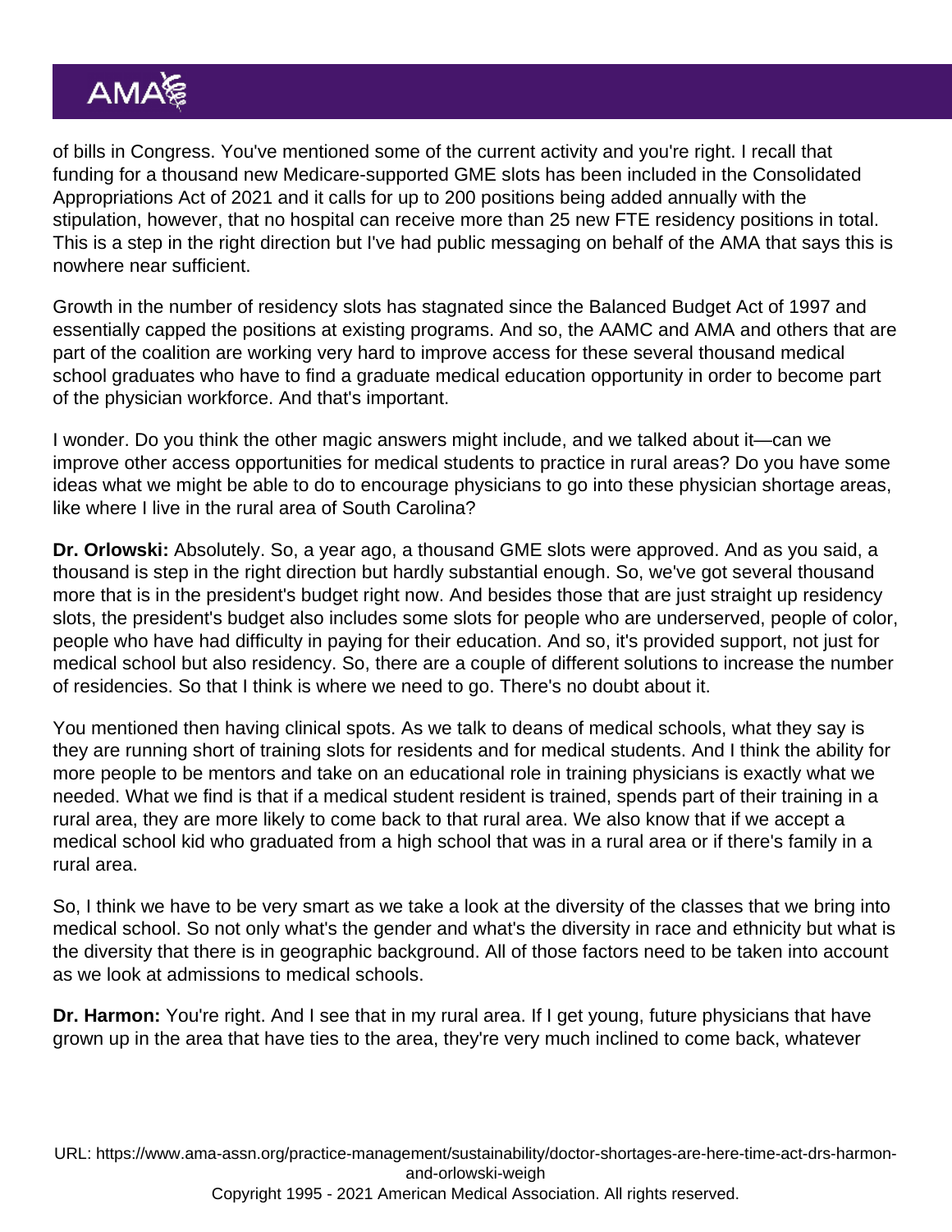of bills in Congress. You've mentioned some of the current activity and you're right. I recall that funding for a thousand new Medicare-supported GME slots has been included in the Consolidated Appropriations Act of 2021 and it calls for up to 200 positions being added annually with the stipulation, however, that no hospital can receive more than 25 new FTE residency positions in total. This is a step in the right direction but I've had public messaging on behalf of the AMA that says this is nowhere near sufficient.

Growth in the number of residency slots has stagnated since the Balanced Budget Act of 1997 and essentially capped the positions at existing programs. And so, the AAMC and AMA and others that are part of the coalition are working very hard to improve access for these several thousand medical school graduates who have to find a graduate medical education opportunity in order to become part of the physician workforce. And that's important.

I wonder. Do you think the other magic answers might include, and we talked about it—can we improve other access opportunities for medical students to practice in rural areas? Do you have some ideas what we might be able to do to encourage physicians to go into these physician shortage areas, like where I live in the rural area of South Carolina?

**Dr. Orlowski:** Absolutely. So, a year ago, a thousand GME slots were approved. And as you said, a thousand is step in the right direction but hardly substantial enough. So, we've got several thousand more that is in the president's budget right now. And besides those that are just straight up residency slots, the president's budget also includes some slots for people who are underserved, people of color, people who have had difficulty in paying for their education. And so, it's provided support, not just for medical school but also residency. So, there are a couple of different solutions to increase the number of residencies. So that I think is where we need to go. There's no doubt about it.

You mentioned then having clinical spots. As we talk to deans of medical schools, what they say is they are running short of training slots for residents and for medical students. And I think the ability for more people to be mentors and take on an educational role in training physicians is exactly what we needed. What we find is that if a medical student resident is trained, spends part of their training in a rural area, they are more likely to come back to that rural area. We also know that if we accept a medical school kid who graduated from a high school that was in a rural area or if there's family in a rural area.

So, I think we have to be very smart as we take a look at the diversity of the classes that we bring into medical school. So not only what's the gender and what's the diversity in race and ethnicity but what is the diversity that there is in geographic background. All of those factors need to be taken into account as we look at admissions to medical schools.

**Dr. Harmon:** You're right. And I see that in my rural area. If I get young, future physicians that have grown up in the area that have ties to the area, they're very much inclined to come back, whatever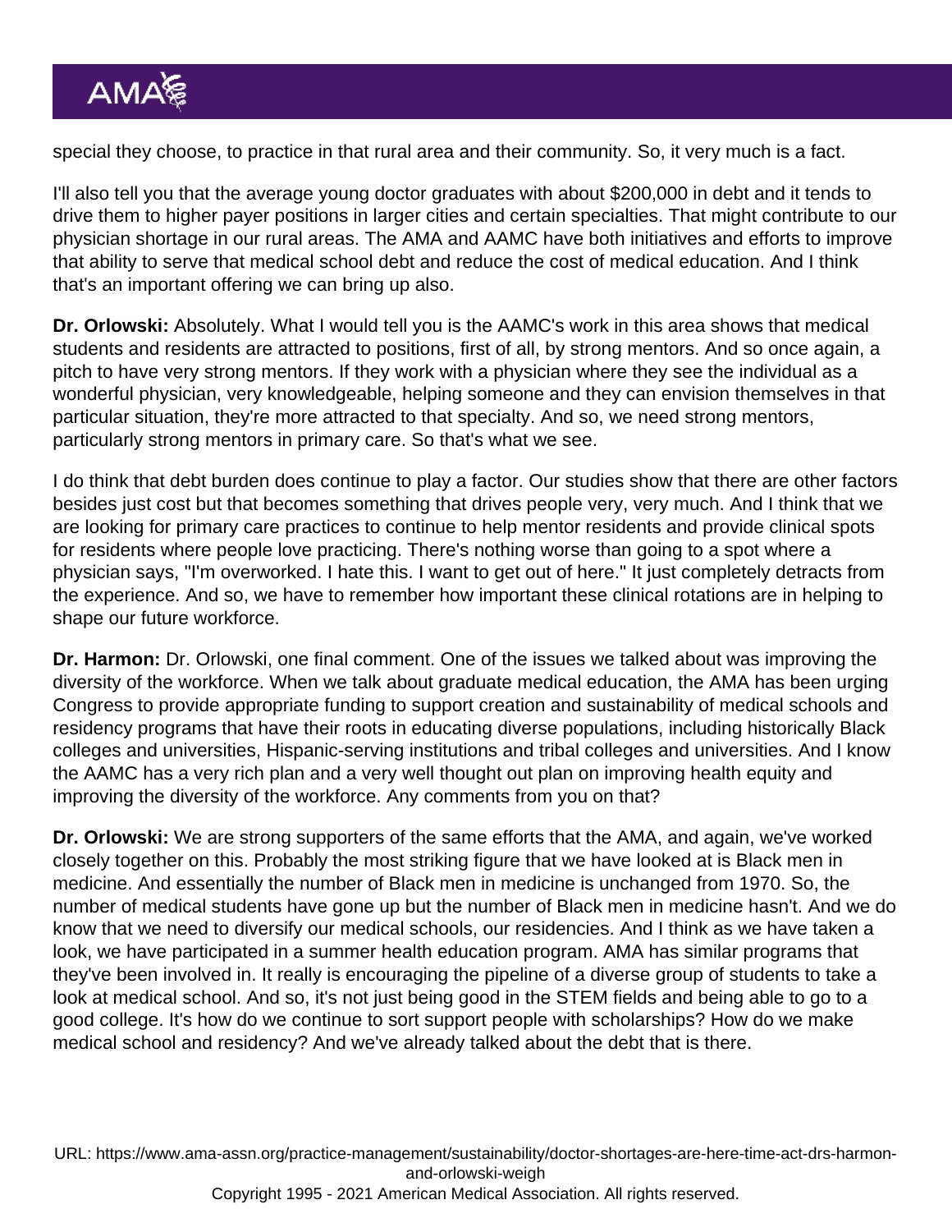special they choose, to practice in that rural area and their community. So, it very much is a fact.

I'll also tell you that the average young doctor graduates with about $200,000 in debt and it tends to drive them to higher payer positions in larger cities and certain specialties. That might contribute to our physician shortage in our rural areas. The AMA and AAMC have both initiatives and efforts to improve that ability to serve that medical school debt and reduce the cost of medical education. And I think that's an important offering we can bring up also.

**Dr. Orlowski:** Absolutely. What I would tell you is the AAMC's work in this area shows that medical students and residents are attracted to positions, first of all, by strong mentors. And so once again, a pitch to have very strong mentors. If they work with a physician where they see the individual as a wonderful physician, very knowledgeable, helping someone and they can envision themselves in that particular situation, they're more attracted to that specialty. And so, we need strong mentors, particularly strong mentors in primary care. So that's what we see.

I do think that debt burden does continue to play a factor. Our studies show that there are other factors besides just cost but that becomes something that drives people very, very much. And I think that we are looking for primary care practices to continue to help mentor residents and provide clinical spots for residents where people love practicing. There's nothing worse than going to a spot where a physician says, "I'm overworked. I hate this. I want to get out of here." It just completely detracts from the experience. And so, we have to remember how important these clinical rotations are in helping to shape our future workforce.

**Dr. Harmon:** Dr. Orlowski, one final comment. One of the issues we talked about was improving the diversity of the workforce. When we talk about graduate medical education, the AMA has been urging Congress to provide appropriate funding to support creation and sustainability of medical schools and residency programs that have their roots in educating diverse populations, including historically Black colleges and universities, Hispanic-serving institutions and tribal colleges and universities. And I know the AAMC has a very rich plan and a very well thought out plan on improving health equity and improving the diversity of the workforce. Any comments from you on that?

**Dr. Orlowski:** We are strong supporters of the same efforts that the AMA, and again, we've worked closely together on this. Probably the most striking figure that we have looked at is Black men in medicine. And essentially the number of Black men in medicine is unchanged from 1970. So, the number of medical students have gone up but the number of Black men in medicine hasn't. And we do know that we need to diversify our medical schools, our residencies. And I think as we have taken a look, we have participated in a summer health education program. AMA has similar programs that they've been involved in. It really is encouraging the pipeline of a diverse group of students to take a look at medical school. And so, it's not just being good in the STEM fields and being able to go to a good college. It's how do we continue to sort support people with scholarships? How do we make medical school and residency? And we've already talked about the debt that is there.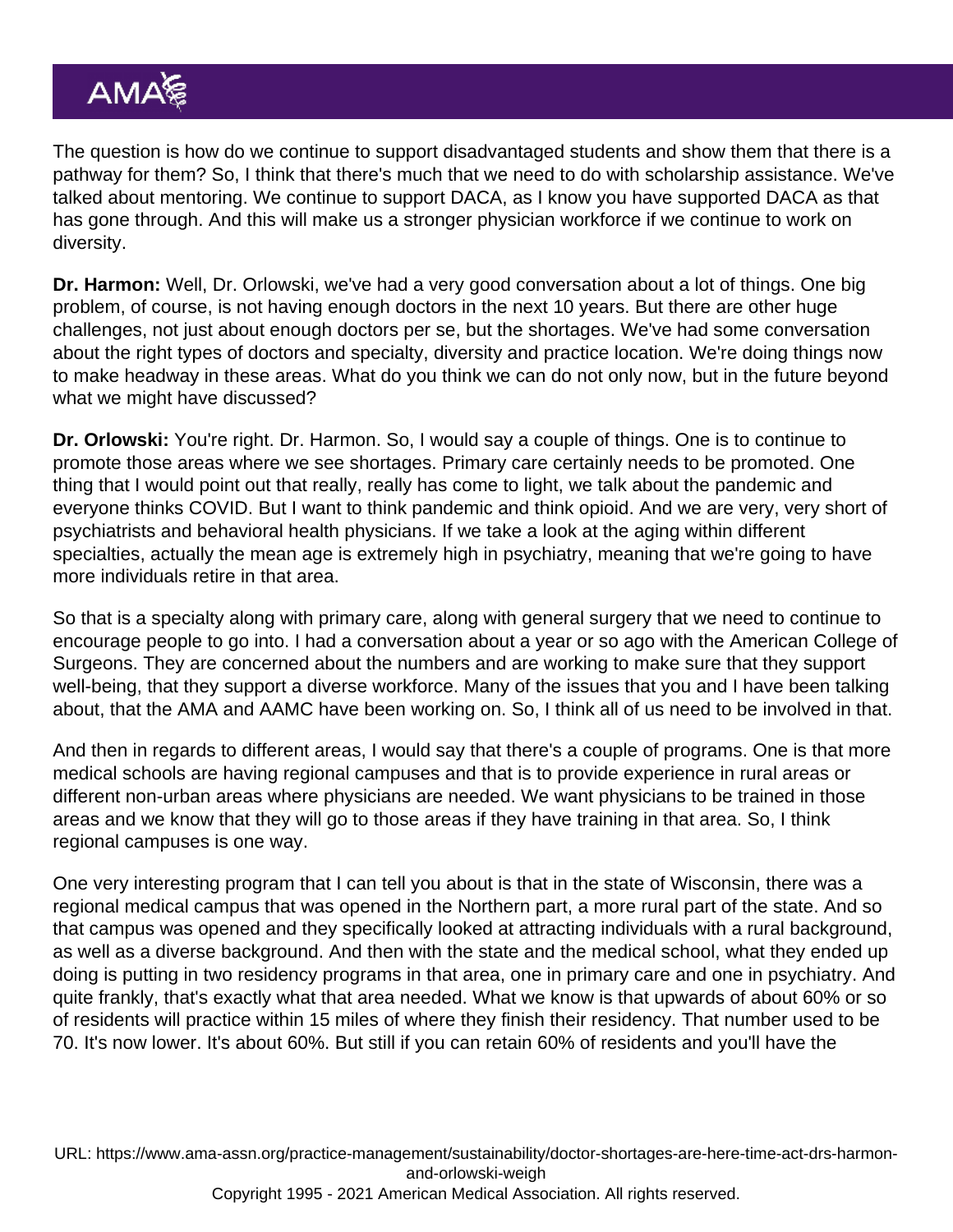The question is how do we continue to support disadvantaged students and show them that there is a pathway for them? So, I think that there's much that we need to do with scholarship assistance. We've talked about mentoring. We continue to support DACA, as I know you have supported DACA as that has gone through. And this will make us a stronger physician workforce if we continue to work on diversity.

**Dr. Harmon:** Well, Dr. Orlowski, we've had a very good conversation about a lot of things. One big problem, of course, is not having enough doctors in the next 10 years. But there are other huge challenges, not just about enough doctors per se, but the shortages. We've had some conversation about the right types of doctors and specialty, diversity and practice location. We're doing things now to make headway in these areas. What do you think we can do not only now, but in the future beyond what we might have discussed?

**Dr. Orlowski:** You're right. Dr. Harmon. So, I would say a couple of things. One is to continue to promote those areas where we see shortages. Primary care certainly needs to be promoted. One thing that I would point out that really, really has come to light, we talk about the pandemic and everyone thinks COVID. But I want to think pandemic and think opioid. And we are very, very short of psychiatrists and behavioral health physicians. If we take a look at the aging within different specialties, actually the mean age is extremely high in psychiatry, meaning that we're going to have more individuals retire in that area.

So that is a specialty along with primary care, along with general surgery that we need to continue to encourage people to go into. I had a conversation about a year or so ago with the American College of Surgeons. They are concerned about the numbers and are working to make sure that they support well-being, that they support a diverse workforce. Many of the issues that you and I have been talking about, that the AMA and AAMC have been working on. So, I think all of us need to be involved in that.

And then in regards to different areas, I would say that there's a couple of programs. One is that more medical schools are having regional campuses and that is to provide experience in rural areas or different non-urban areas where physicians are needed. We want physicians to be trained in those areas and we know that they will go to those areas if they have training in that area. So, I think regional campuses is one way.

One very interesting program that I can tell you about is that in the state of Wisconsin, there was a regional medical campus that was opened in the Northern part, a more rural part of the state. And so that campus was opened and they specifically looked at attracting individuals with a rural background, as well as a diverse background. And then with the state and the medical school, what they ended up doing is putting in two residency programs in that area, one in primary care and one in psychiatry. And quite frankly, that's exactly what that area needed. What we know is that upwards of about 60% or so of residents will practice within 15 miles of where they finish their residency. That number used to be 70. It's now lower. It's about 60%. But still if you can retain 60% of residents and you'll have the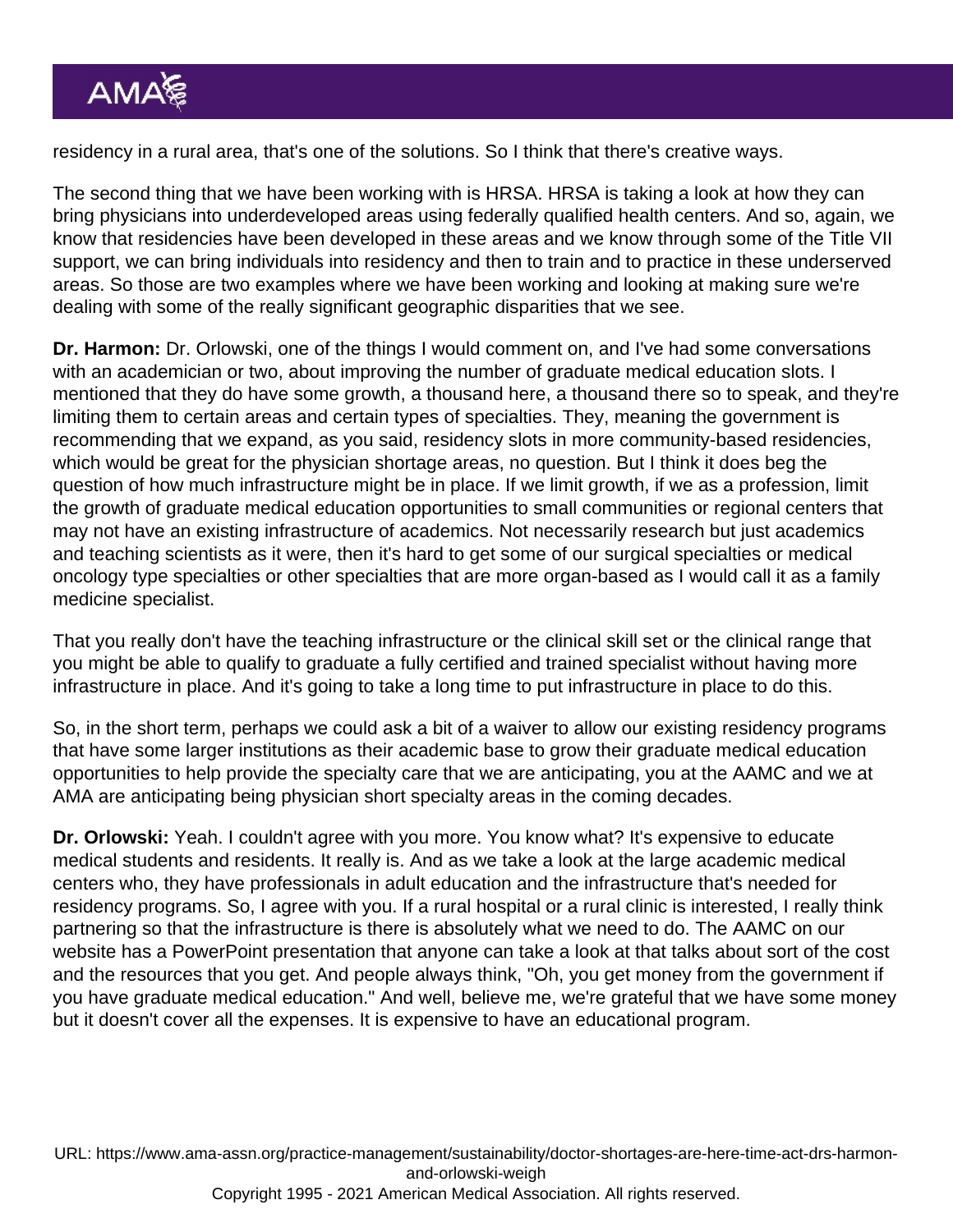residency in a rural area, that's one of the solutions. So I think that there's creative ways.

The second thing that we have been working with is HRSA. HRSA is taking a look at how they can bring physicians into underdeveloped areas using federally qualified health centers. And so, again, we know that residencies have been developed in these areas and we know through some of the Title VII support, we can bring individuals into residency and then to train and to practice in these underserved areas. So those are two examples where we have been working and looking at making sure we're dealing with some of the really significant geographic disparities that we see.

**Dr. Harmon:** Dr. Orlowski, one of the things I would comment on, and I've had some conversations with an academician or two, about improving the number of graduate medical education slots. I mentioned that they do have some growth, a thousand here, a thousand there so to speak, and they're limiting them to certain areas and certain types of specialties. They, meaning the government is recommending that we expand, as you said, residency slots in more community-based residencies, which would be great for the physician shortage areas, no question. But I think it does beg the question of how much infrastructure might be in place. If we limit growth, if we as a profession, limit the growth of graduate medical education opportunities to small communities or regional centers that may not have an existing infrastructure of academics. Not necessarily research but just academics and teaching scientists as it were, then it's hard to get some of our surgical specialties or medical oncology type specialties or other specialties that are more organ-based as I would call it as a family medicine specialist.

That you really don't have the teaching infrastructure or the clinical skill set or the clinical range that you might be able to qualify to graduate a fully certified and trained specialist without having more infrastructure in place. And it's going to take a long time to put infrastructure in place to do this.

So, in the short term, perhaps we could ask a bit of a waiver to allow our existing residency programs that have some larger institutions as their academic base to grow their graduate medical education opportunities to help provide the specialty care that we are anticipating, you at the AAMC and we at AMA are anticipating being physician short specialty areas in the coming decades.

**Dr. Orlowski:** Yeah. I couldn't agree with you more. You know what? It's expensive to educate medical students and residents. It really is. And as we take a look at the large academic medical centers who, they have professionals in adult education and the infrastructure that's needed for residency programs. So, I agree with you. If a rural hospital or a rural clinic is interested, I really think partnering so that the infrastructure is there is absolutely what we need to do. The AAMC on our website has a PowerPoint presentation that anyone can take a look at that talks about sort of the cost and the resources that you get. And people always think, "Oh, you get money from the government if you have graduate medical education." And well, believe me, we're grateful that we have some money but it doesn't cover all the expenses. It is expensive to have an educational program.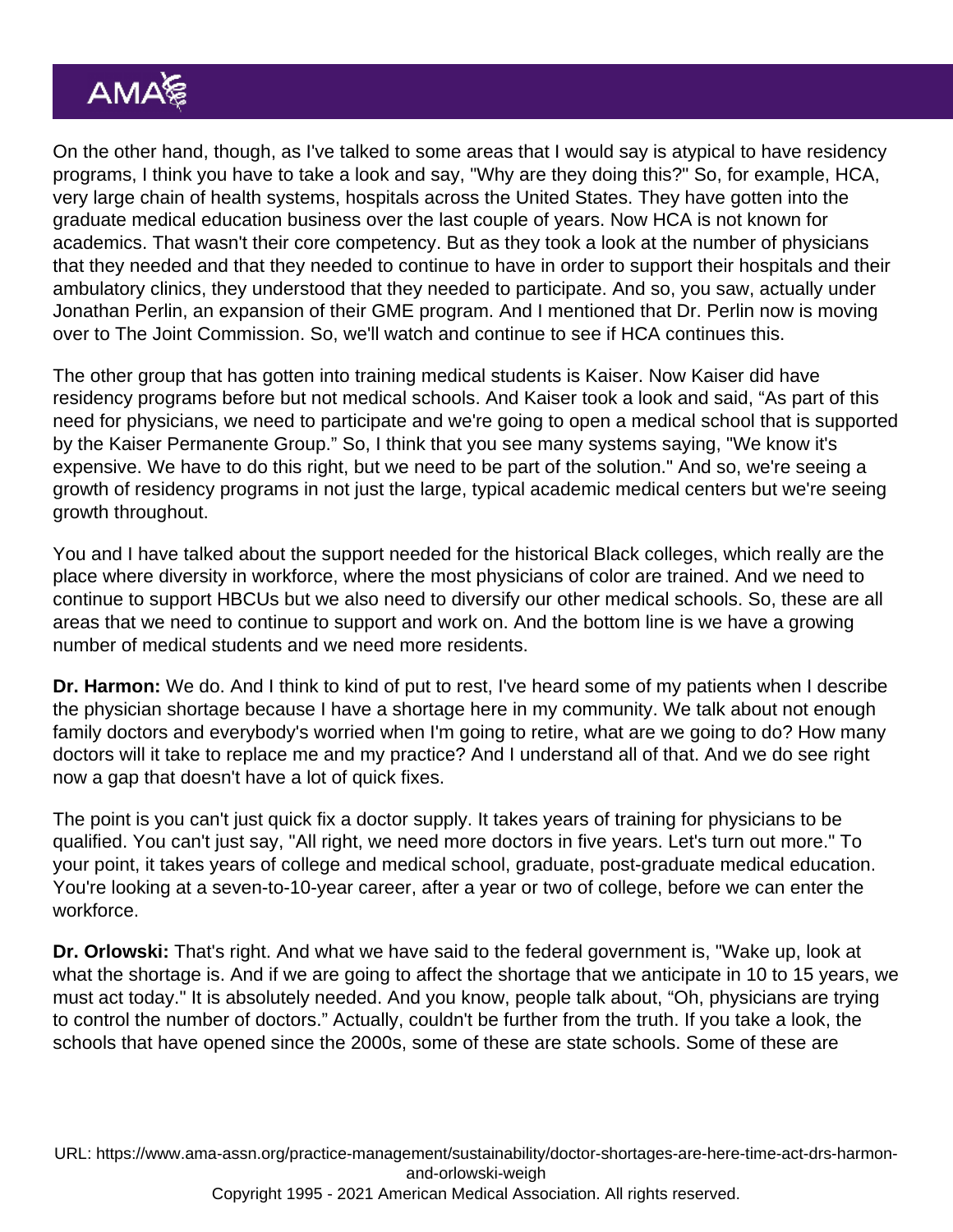On the other hand, though, as I've talked to some areas that I would say is atypical to have residency programs, I think you have to take a look and say, "Why are they doing this?" So, for example, HCA, very large chain of health systems, hospitals across the United States. They have gotten into the graduate medical education business over the last couple of years. Now HCA is not known for academics. That wasn't their core competency. But as they took a look at the number of physicians that they needed and that they needed to continue to have in order to support their hospitals and their ambulatory clinics, they understood that they needed to participate. And so, you saw, actually under Jonathan Perlin, an expansion of their GME program. And I mentioned that Dr. Perlin now is moving over to The Joint Commission. So, we'll watch and continue to see if HCA continues this.

The other group that has gotten into training medical students is Kaiser. Now Kaiser did have residency programs before but not medical schools. And Kaiser took a look and said, "As part of this need for physicians, we need to participate and we're going to open a medical school that is supported by the Kaiser Permanente Group." So, I think that you see many systems saying, "We know it's expensive. We have to do this right, but we need to be part of the solution." And so, we're seeing a growth of residency programs in not just the large, typical academic medical centers but we're seeing growth throughout.

You and I have talked about the support needed for the historical Black colleges, which really are the place where diversity in workforce, where the most physicians of color are trained. And we need to continue to support HBCUs but we also need to diversify our other medical schools. So, these are all areas that we need to continue to support and work on. And the bottom line is we have a growing number of medical students and we need more residents.

**Dr. Harmon:** We do. And I think to kind of put to rest, I've heard some of my patients when I describe the physician shortage because I have a shortage here in my community. We talk about not enough family doctors and everybody's worried when I'm going to retire, what are we going to do? How many doctors will it take to replace me and my practice? And I understand all of that. And we do see right now a gap that doesn't have a lot of quick fixes.

The point is you can't just quick fix a doctor supply. It takes years of training for physicians to be qualified. You can't just say, "All right, we need more doctors in five years. Let's turn out more." To your point, it takes years of college and medical school, graduate, post-graduate medical education. You're looking at a seven-to-10-year career, after a year or two of college, before we can enter the workforce.

**Dr. Orlowski:** That's right. And what we have said to the federal government is, "Wake up, look at what the shortage is. And if we are going to affect the shortage that we anticipate in 10 to 15 years, we must act today." It is absolutely needed. And you know, people talk about, "Oh, physicians are trying to control the number of doctors." Actually, couldn't be further from the truth. If you take a look, the schools that have opened since the 2000s, some of these are state schools. Some of these are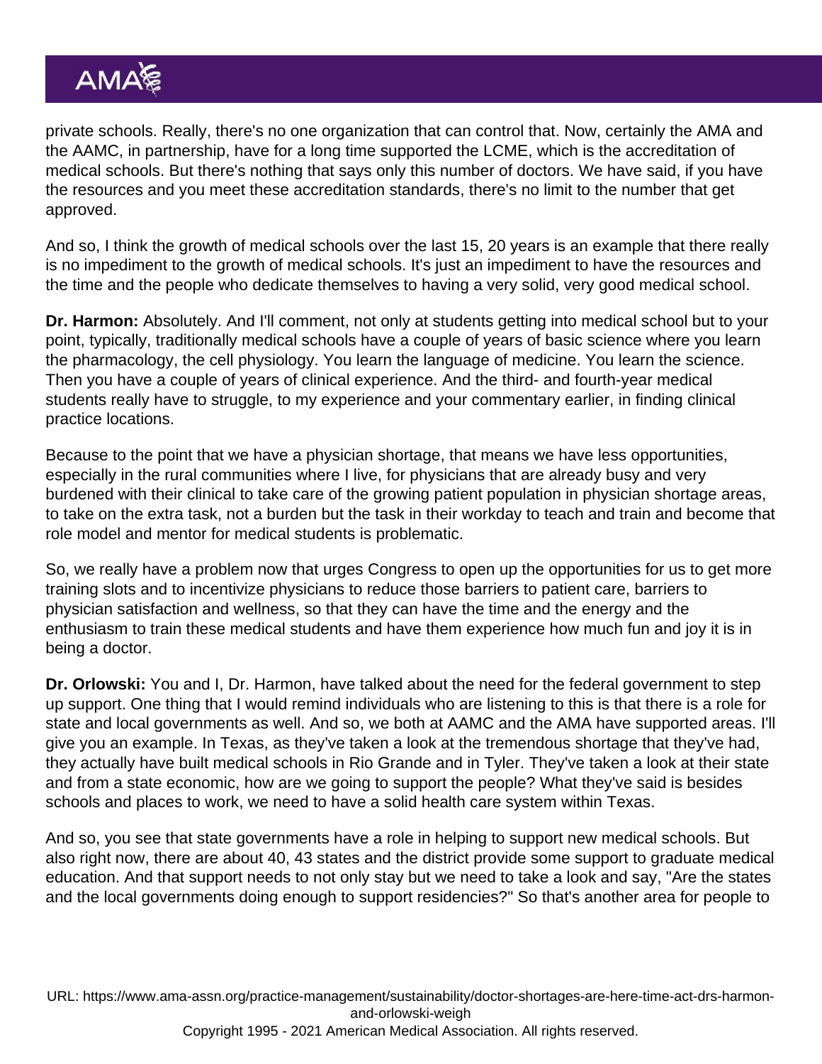private schools. Really, there's no one organization that can control that. Now, certainly the AMA and the AAMC, in partnership, have for a long time supported the LCME, which is the accreditation of medical schools. But there's nothing that says only this number of doctors. We have said, if you have the resources and you meet these accreditation standards, there's no limit to the number that get approved.

And so, I think the growth of medical schools over the last 15, 20 years is an example that there really is no impediment to the growth of medical schools. It's just an impediment to have the resources and the time and the people who dedicate themselves to having a very solid, very good medical school.

**Dr. Harmon:** Absolutely. And I'll comment, not only at students getting into medical school but to your point, typically, traditionally medical schools have a couple of years of basic science where you learn the pharmacology, the cell physiology. You learn the language of medicine. You learn the science. Then you have a couple of years of clinical experience. And the third- and fourth-year medical students really have to struggle, to my experience and your commentary earlier, in finding clinical practice locations.

Because to the point that we have a physician shortage, that means we have less opportunities, especially in the rural communities where I live, for physicians that are already busy and very burdened with their clinical to take care of the growing patient population in physician shortage areas, to take on the extra task, not a burden but the task in their workday to teach and train and become that role model and mentor for medical students is problematic.

So, we really have a problem now that urges Congress to open up the opportunities for us to get more training slots and to incentivize physicians to reduce those barriers to patient care, barriers to physician satisfaction and wellness, so that they can have the time and the energy and the enthusiasm to train these medical students and have them experience how much fun and joy it is in being a doctor.

**Dr. Orlowski:** You and I, Dr. Harmon, have talked about the need for the federal government to step up support. One thing that I would remind individuals who are listening to this is that there is a role for state and local governments as well. And so, we both at AAMC and the AMA have supported areas. I'll give you an example. In Texas, as they've taken a look at the tremendous shortage that they've had, they actually have built medical schools in Rio Grande and in Tyler. They've taken a look at their state and from a state economic, how are we going to support the people? What they've said is besides schools and places to work, we need to have a solid health care system within Texas.

And so, you see that state governments have a role in helping to support new medical schools. But also right now, there are about 40, 43 states and the district provide some support to graduate medical education. And that support needs to not only stay but we need to take a look and say, "Are the states and the local governments doing enough to support residencies?" So that's another area for people to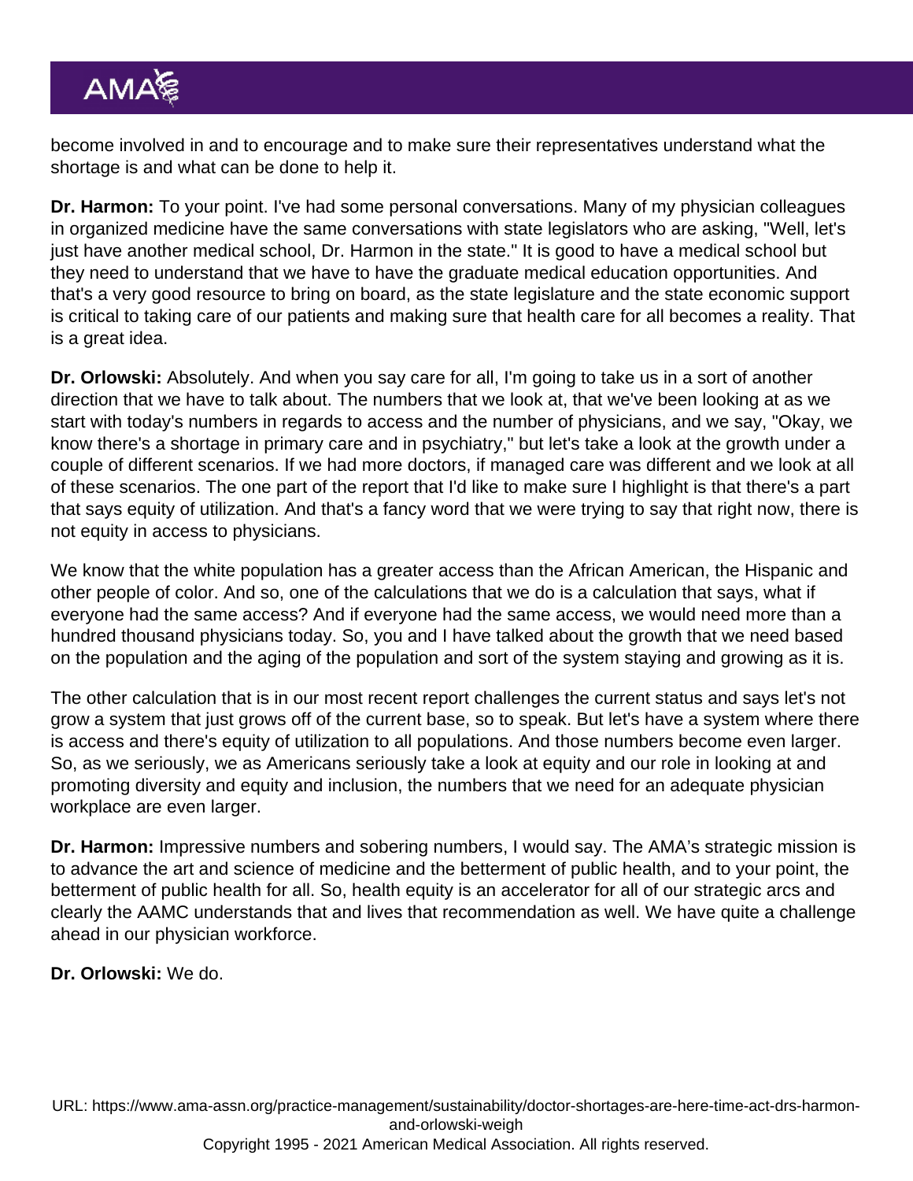become involved in and to encourage and to make sure their representatives understand what the shortage is and what can be done to help it.

**Dr. Harmon:** To your point. I've had some personal conversations. Many of my physician colleagues in organized medicine have the same conversations with state legislators who are asking, "Well, let's just have another medical school, Dr. Harmon in the state." It is good to have a medical school but they need to understand that we have to have the graduate medical education opportunities. And that's a very good resource to bring on board, as the state legislature and the state economic support is critical to taking care of our patients and making sure that health care for all becomes a reality. That is a great idea.

**Dr. Orlowski:** Absolutely. And when you say care for all, I'm going to take us in a sort of another direction that we have to talk about. The numbers that we look at, that we've been looking at as we start with today's numbers in regards to access and the number of physicians, and we say, "Okay, we know there's a shortage in primary care and in psychiatry," but let's take a look at the growth under a couple of different scenarios. If we had more doctors, if managed care was different and we look at all of these scenarios. The one part of the report that I'd like to make sure I highlight is that there's a part that says equity of utilization. And that's a fancy word that we were trying to say that right now, there is not equity in access to physicians.

We know that the white population has a greater access than the African American, the Hispanic and other people of color. And so, one of the calculations that we do is a calculation that says, what if everyone had the same access? And if everyone had the same access, we would need more than a hundred thousand physicians today. So, you and I have talked about the growth that we need based on the population and the aging of the population and sort of the system staying and growing as it is.

The other calculation that is in our most recent report challenges the current status and says let's not grow a system that just grows off of the current base, so to speak. But let's have a system where there is access and there's equity of utilization to all populations. And those numbers become even larger. So, as we seriously, we as Americans seriously take a look at equity and our role in looking at and promoting diversity and equity and inclusion, the numbers that we need for an adequate physician workplace are even larger.

**Dr. Harmon:** Impressive numbers and sobering numbers, I would say. The AMA's strategic mission is to advance the art and science of medicine and the betterment of public health, and to your point, the betterment of public health for all. So, health equity is an accelerator for all of our strategic arcs and clearly the AAMC understands that and lives that recommendation as well. We have quite a challenge ahead in our physician workforce.

**Dr. Orlowski:** We do.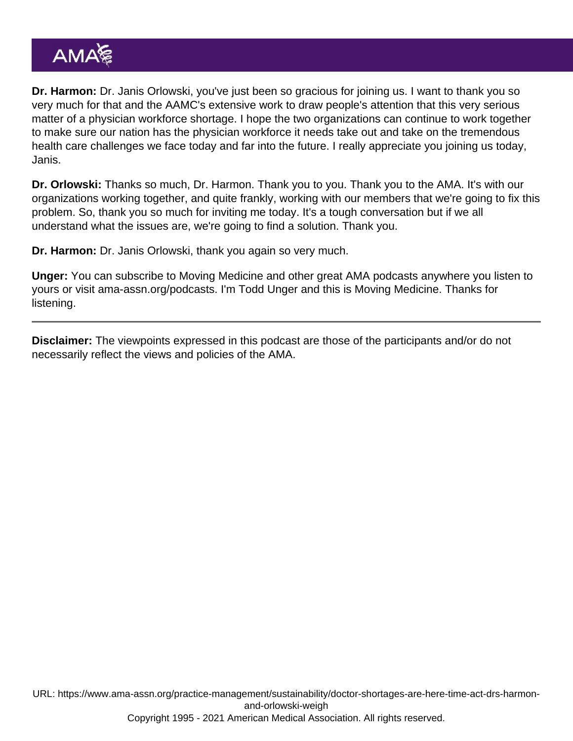**Dr. Harmon:** Dr. Janis Orlowski, you've just been so gracious for joining us. I want to thank you so very much for that and the AAMC's extensive work to draw people's attention that this very serious matter of a physician workforce shortage. I hope the two organizations can continue to work together to make sure our nation has the physician workforce it needs take out and take on the tremendous health care challenges we face today and far into the future. I really appreciate you joining us today, Janis.

**Dr. Orlowski:** Thanks so much, Dr. Harmon. Thank you to you. Thank you to the AMA. It's with our organizations working together, and quite frankly, working with our members that we're going to fix this problem. So, thank you so much for inviting me today. It's a tough conversation but if we all understand what the issues are, we're going to find a solution. Thank you.

**Dr. Harmon:** Dr. Janis Orlowski, thank you again so very much.

**Unger:** You can subscribe to Moving Medicine and other great AMA podcasts anywhere you listen to yours or visit ama-assn.org/podcasts. I'm Todd Unger and this is Moving Medicine. Thanks for listening.

---

**Disclaimer:** The viewpoints expressed in this podcast are those of the participants and/or do not necessarily reflect the views and policies of the AMA.